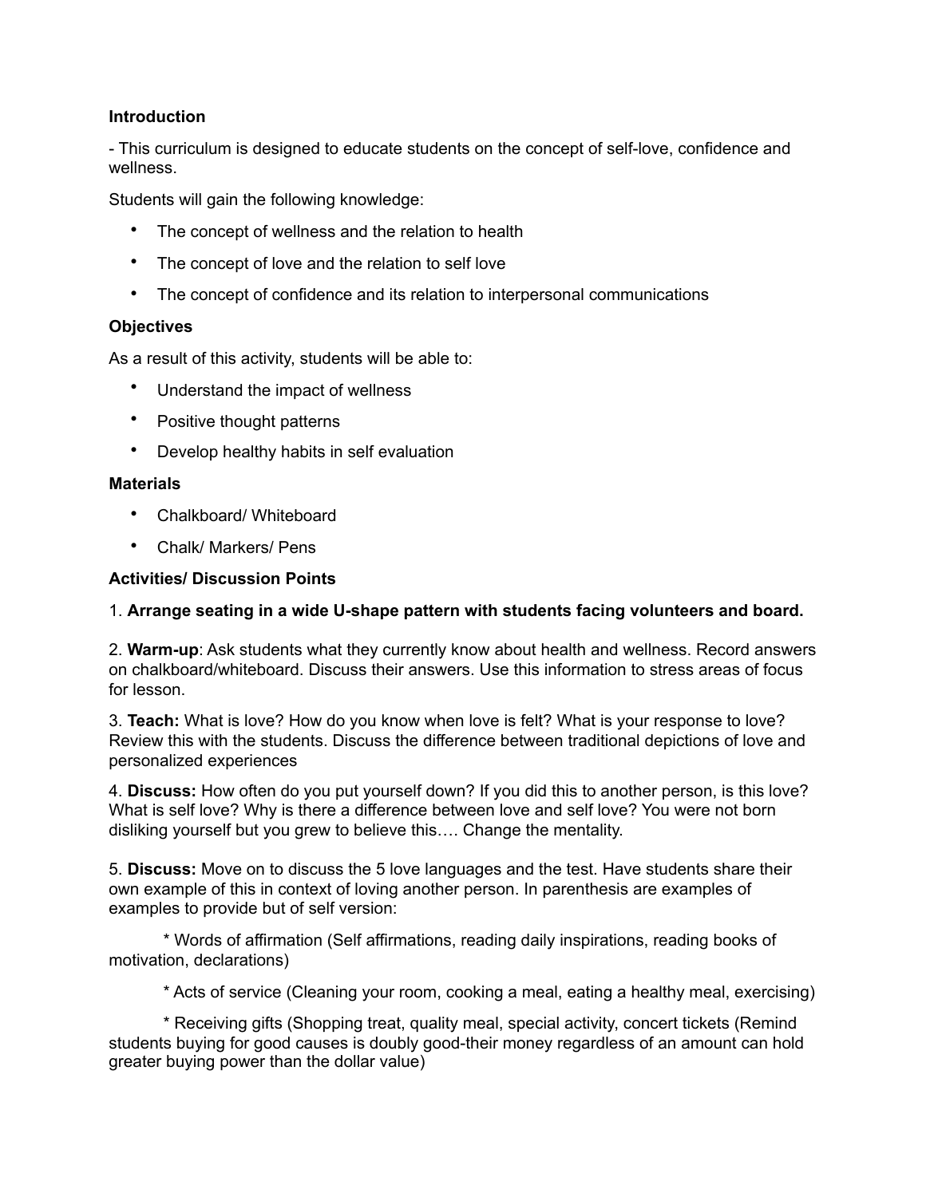**Introduction**

- This curriculum is designed to educate students on the concept of self-love, confidence and wellness.

Students will gain the following knowledge:

- The concept of wellness and the relation to health
- The concept of love and the relation to self love
- The concept of confidence and its relation to interpersonal communications

**Objectives**

As a result of this activity, students will be able to:

- Understand the impact of wellness
- Positive thought patterns
- Develop healthy habits in self evaluation

**Materials**

- Chalkboard/ Whiteboard
- Chalk/ Markers/ Pens

**Activities/ Discussion Points**

1. **Arrange seating in a wide U-shape pattern with students facing volunteers and board.**

2. **Warm-up**: Ask students what they currently know about health and wellness. Record answers on chalkboard/whiteboard. Discuss their answers. Use this information to stress areas of focus for lesson.

3. **Teach:** What is love? How do you know when love is felt? What is your response to love? Review this with the students. Discuss the difference between traditional depictions of love and personalized experiences

4. **Discuss:** How often do you put yourself down? If you did this to another person, is this love? What is self love? Why is there a difference between love and self love? You were not born disliking yourself but you grew to believe this…. Change the mentality.

5. **Discuss:** Move on to discuss the 5 love languages and the test. Have students share their own example of this in context of loving another person. In parenthesis are examples of examples to provide but of self version:

  * Words of affirmation (Self affirmations, reading daily inspirations, reading books of motivation, declarations)

  * Acts of service (Cleaning your room, cooking a meal, eating a healthy meal, exercising)

  * Receiving gifts (Shopping treat, quality meal, special activity, concert tickets (Remind students buying for good causes is doubly good-their money regardless of an amount can hold greater buying power than the dollar value)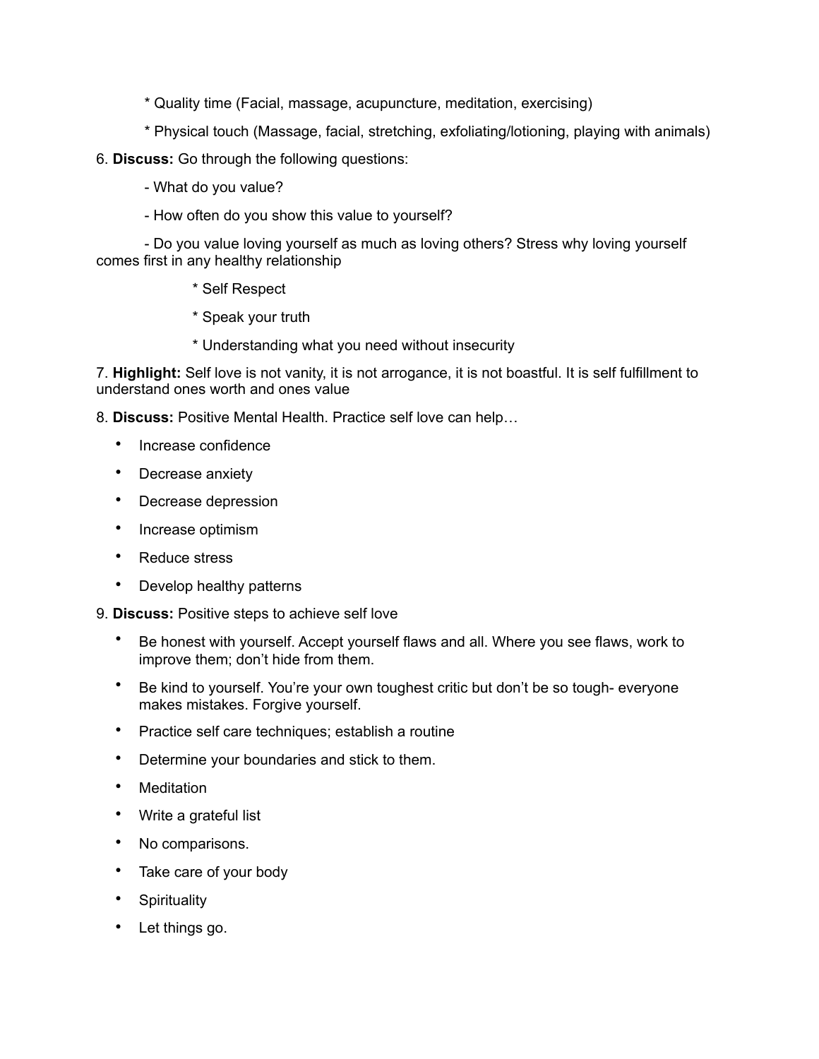* Quality time (Facial, massage, acupuncture, meditation, exercising)

* Physical touch (Massage, facial, stretching, exfoliating/lotioning, playing with animals)

6. **Discuss:** Go through the following questions:

- What do you value?
- How often do you show this value to yourself?
- Do you value loving yourself as much as loving others? Stress why loving yourself comes first in any healthy relationship

    * Self Respect

    * Speak your truth

    * Understanding what you need without insecurity

7. **Highlight:** Self love is not vanity, it is not arrogance, it is not boastful. It is self fulfillment to understand ones worth and ones value

8. **Discuss:** Positive Mental Health. Practice self love can help…

- Increase confidence
- Decrease anxiety
- Decrease depression
- Increase optimism
- Reduce stress
- Develop healthy patterns

9. **Discuss:** Positive steps to achieve self love

- Be honest with yourself. Accept yourself flaws and all. Where you see flaws, work to improve them; don't hide from them.
- Be kind to yourself. You're your own toughest critic but don't be so tough- everyone makes mistakes. Forgive yourself.
- Practice self care techniques; establish a routine
- Determine your boundaries and stick to them.
- Meditation
- Write a grateful list
- No comparisons.
- Take care of your body
- Spirituality
- Let things go.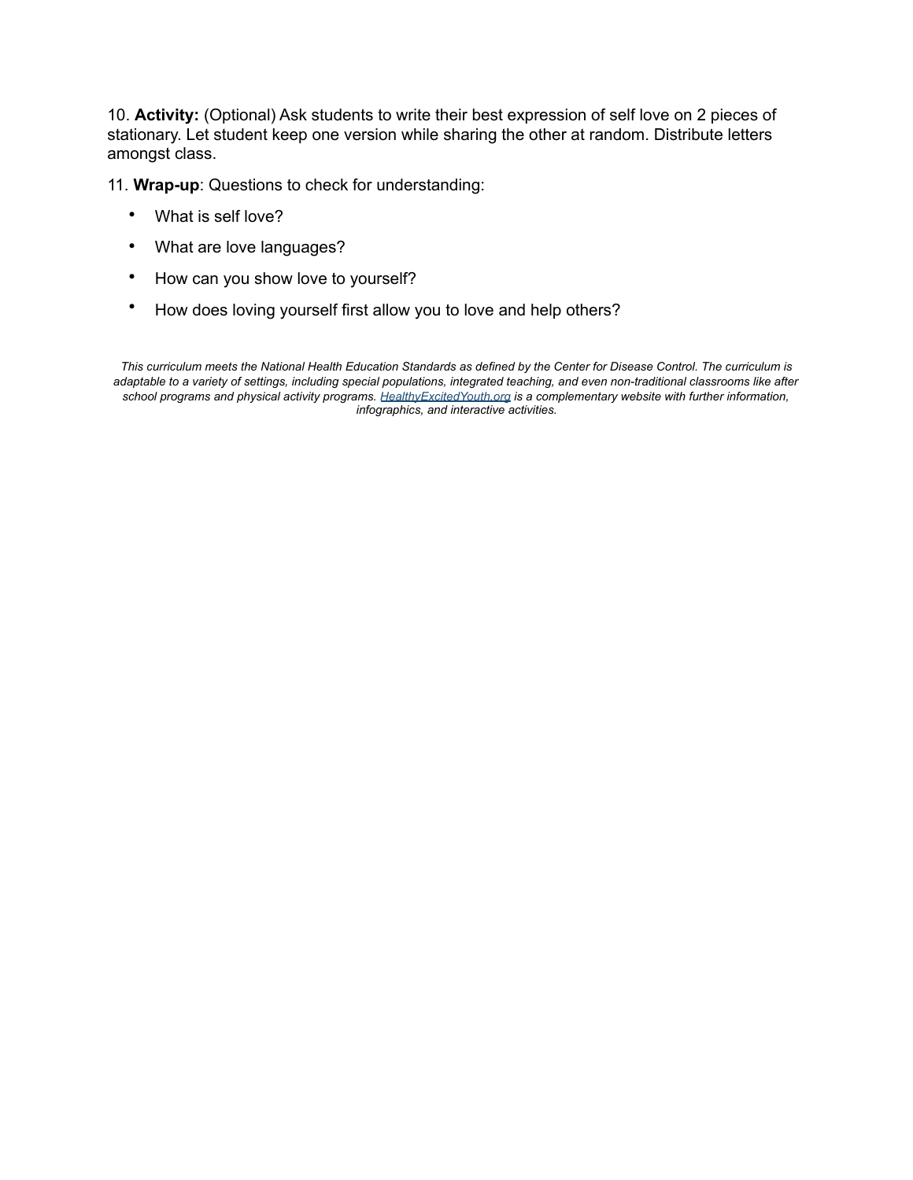10. **Activity:** (Optional) Ask students to write their best expression of self love on 2 pieces of stationary. Let student keep one version while sharing the other at random. Distribute letters amongst class.

11. **Wrap-up**: Questions to check for understanding:

- What is self love?
- What are love languages?
- How can you show love to yourself?
- How does loving yourself first allow you to love and help others?

*This curriculum meets the National Health Education Standards as defined by the Center for Disease Control. The curriculum is adaptable to a variety of settings, including special populations, integrated teaching, and even non-traditional classrooms like after school programs and physical activity programs. HealthyExcitedYouth.org is a complementary website with further information, infographics, and interactive activities.*